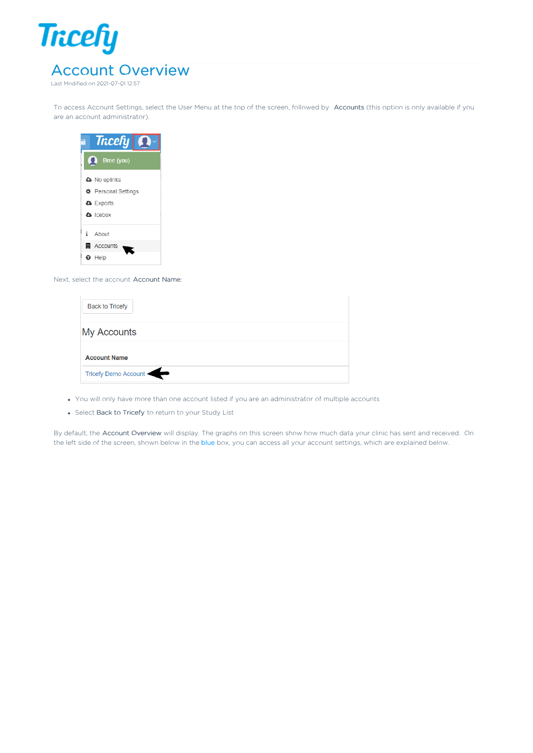# Account Overview

Last Modified on 2021-07-01 12:57

To access Account Settings, select the User Menu at the top of the screen, followed by **Accounts** (this option is only available if you are an account administrator).

Next, select the account **Account Name**:

- You will only have more than one account listed if you are an administrator of multiple accounts
- Select **Back to Tricefy** to return to your Study List

By default, the **Account Overview** will display. The graphs on this screen show how much data your clinic has sent and received. On the left side of the screen, shown below in the blue box, you can access all your account settings, which are explained below.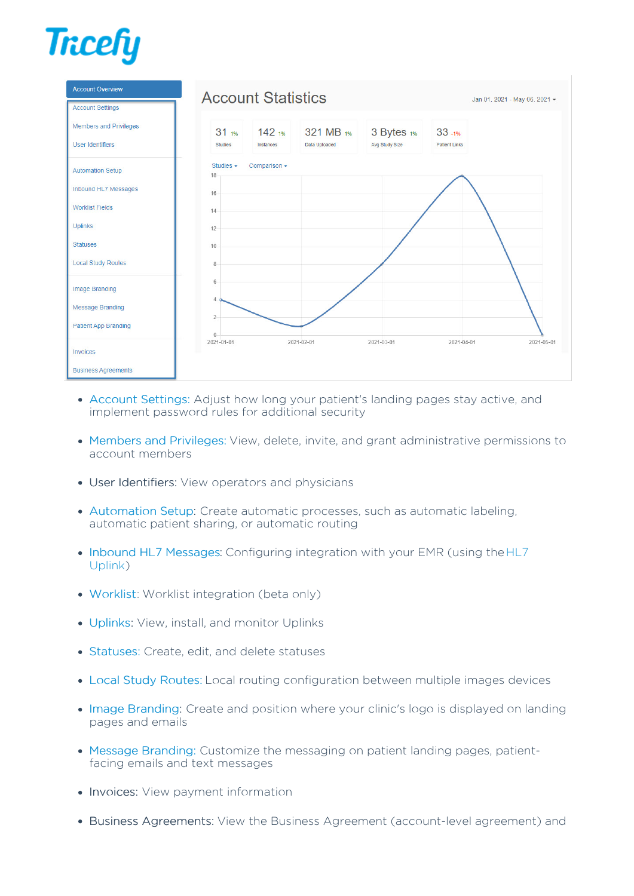Tricefy

- Account Settings: Adjust how long your patient's landing pages stay active, and implement password rules for additional security
- Members and Privileges: View, delete, invite, and grant administrative permissions to account members
- User Identifiers: View operators and physicians
- Automation Setup: Create automatic processes, such as automatic labeling, automatic patient sharing, or automatic routing
- Inbound HL7 Messages: Configuring integration with your EMR (using the HL7 Uplink)
- Worklist: Worklist integration (beta only)
- Uplinks: View, install, and monitor Uplinks
- Statuses: Create, edit, and delete statuses
- Local Study Routes: Local routing configuration between multiple images devices
- Image Branding: Create and position where your clinic's logo is displayed on landing pages and emails
- Message Branding: Customize the messaging on patient landing pages, patient-facing emails and text messages
- Invoices: View payment information
- Business Agreements: View the Business Agreement (account-level agreement) and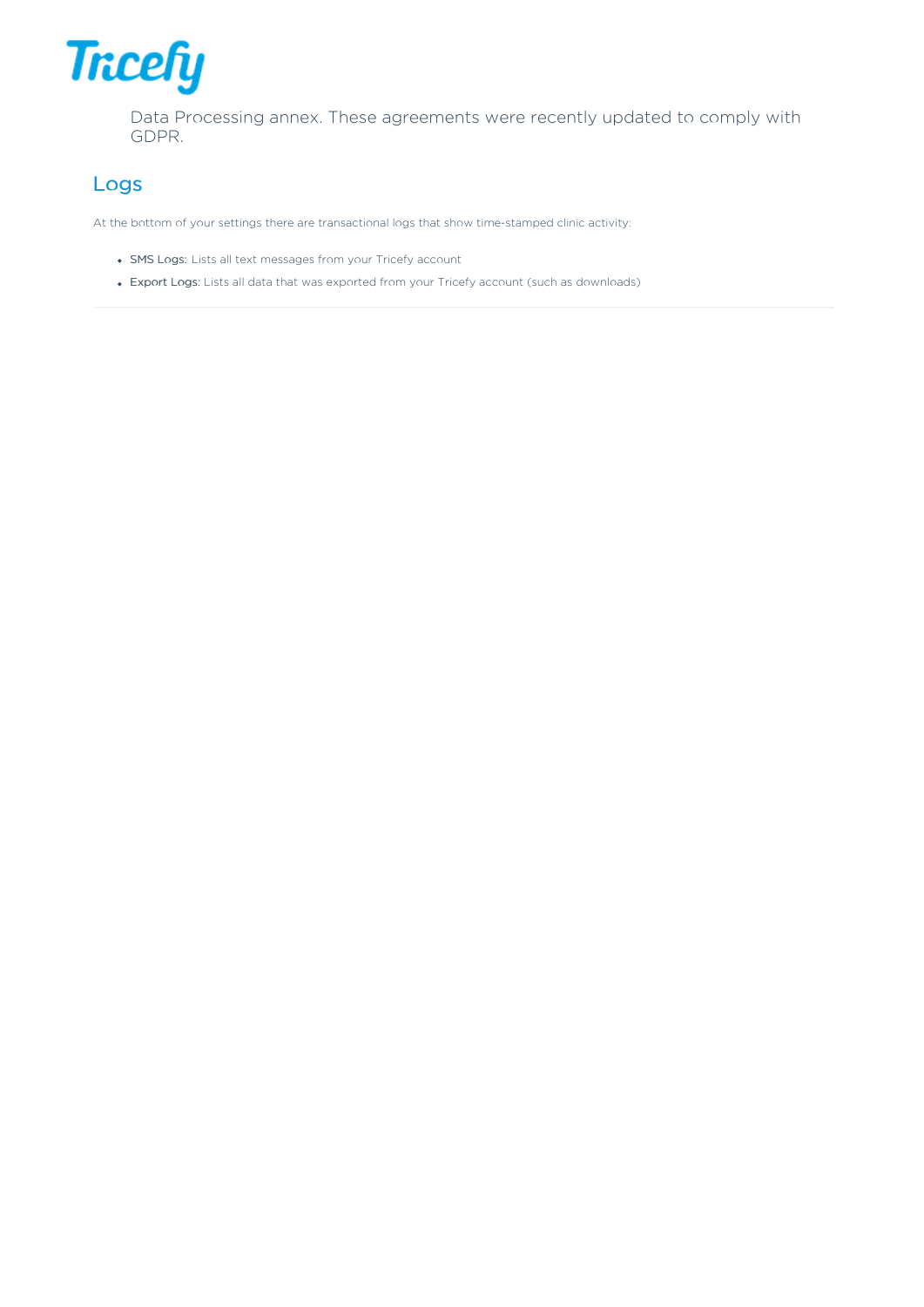Data Processing annex. These agreements were recently updated to comply with GDPR.

## Logs

At the bottom of your settings there are transactional logs that show time-stamped clinic activity:

- SMS Logs: Lists all text messages from your Tricefy account
- Export Logs: Lists all data that was exported from your Tricefy account (such as downloads)